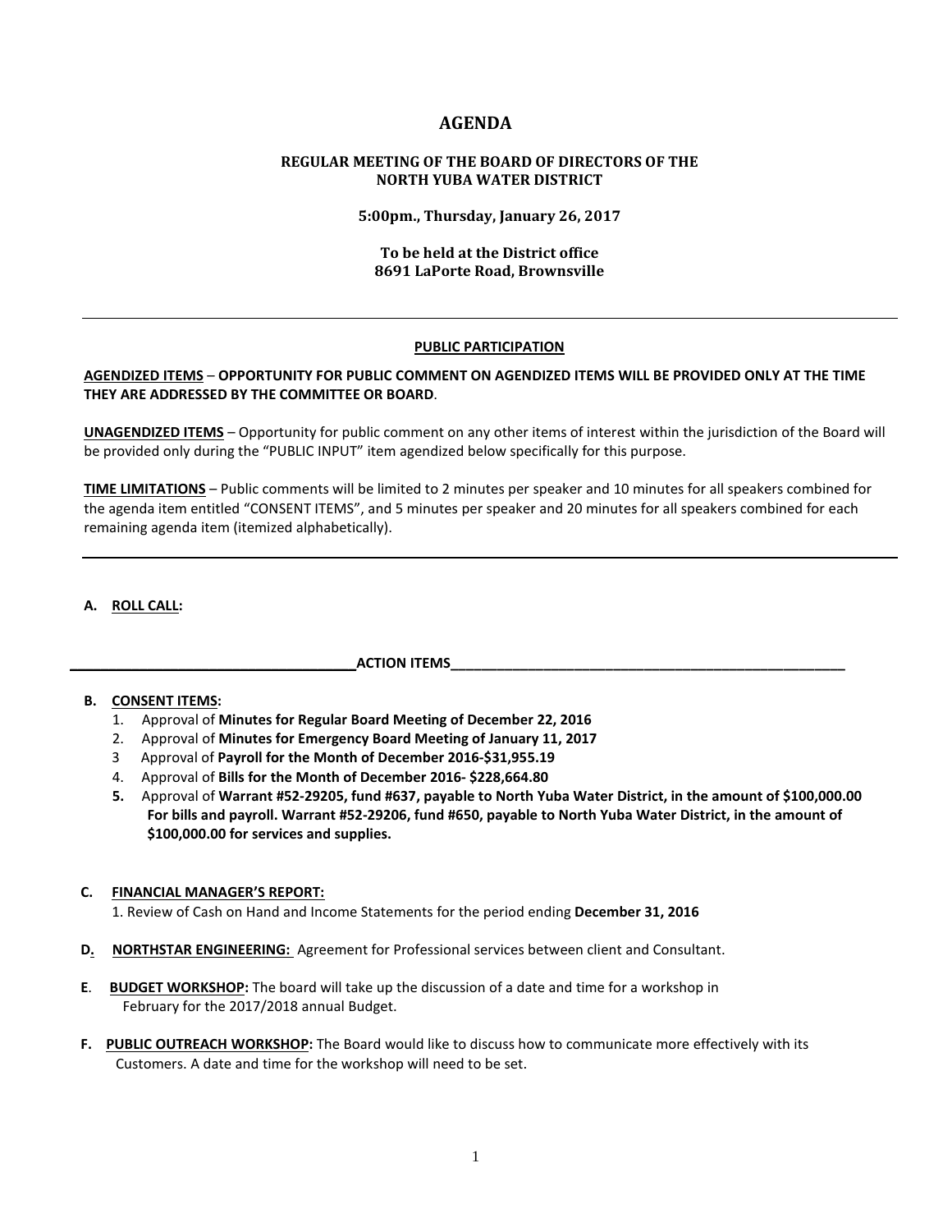# AGENDA

## REGULAR MEETING OF THE BOARD OF DIRECTORS OF THE NORTH YUBA WATER DISTRICT

**5:00pm., Thursday, January 26, 2017**

**To be held at the District office**
**8691 LaPorte Road, Brownsville**

---

**PUBLIC PARTICIPATION**

**AGENDIZED ITEMS** – **OPPORTUNITY FOR PUBLIC COMMENT ON AGENDIZED ITEMS WILL BE PROVIDED ONLY AT THE TIME THEY ARE ADDRESSED BY THE COMMITTEE OR BOARD**.

**UNAGENDIZED ITEMS** – Opportunity for public comment on any other items of interest within the jurisdiction of the Board will be provided only during the "PUBLIC INPUT" item agendized below specifically for this purpose.

**TIME LIMITATIONS** – Public comments will be limited to 2 minutes per speaker and 10 minutes for all speakers combined for the agenda item entitled "CONSENT ITEMS", and 5 minutes per speaker and 20 minutes for all speakers combined for each remaining agenda item (itemized alphabetically).

---

**A. ROLL CALL:**

**ACTION ITEMS**

**B. CONSENT ITEMS:**

1. Approval of **Minutes for Regular Board Meeting of December 22, 2016**
2. Approval of **Minutes for Emergency Board Meeting of January 11, 2017**
3. Approval of **Payroll for the Month of December 2016-$31,955.19**
4. Approval of **Bills for the Month of December 2016- $228,664.80**
5. Approval of **Warrant #52-29205, fund #637, payable to North Yuba Water District, in the amount of $100,000.00 For bills and payroll. Warrant #52-29206, fund #650, payable to North Yuba Water District, in the amount of $100,000.00 for services and supplies.**

**C. FINANCIAL MANAGER'S REPORT:**

1. Review of Cash on Hand and Income Statements for the period ending **December 31, 2016**

**D. NORTHSTAR ENGINEERING:** Agreement for Professional services between client and Consultant.

**E. BUDGET WORKSHOP:** The board will take up the discussion of a date and time for a workshop in February for the 2017/2018 annual Budget.

**F. PUBLIC OUTREACH WORKSHOP:** The Board would like to discuss how to communicate more effectively with its Customers. A date and time for the workshop will need to be set.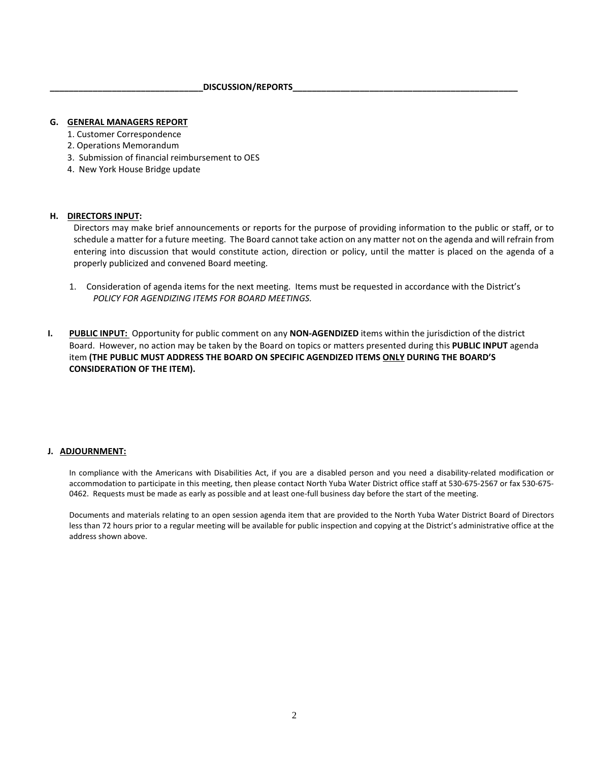## DISCUSSION/REPORTS

**G. GENERAL MANAGERS REPORT**

1. Customer Correspondence
2. Operations Memorandum
3. Submission of financial reimbursement to OES
4. New York House Bridge update

**H. DIRECTORS INPUT:**

Directors may make brief announcements or reports for the purpose of providing information to the public or staff, or to schedule a matter for a future meeting. The Board cannot take action on any matter not on the agenda and will refrain from entering into discussion that would constitute action, direction or policy, until the matter is placed on the agenda of a properly publicized and convened Board meeting.

1. Consideration of agenda items for the next meeting. Items must be requested in accordance with the District's *POLICY FOR AGENDIZING ITEMS FOR BOARD MEETINGS.*

**I. PUBLIC INPUT:** Opportunity for public comment on any **NON-AGENDIZED** items within the jurisdiction of the district Board. However, no action may be taken by the Board on topics or matters presented during this **PUBLIC INPUT** agenda item **(THE PUBLIC MUST ADDRESS THE BOARD ON SPECIFIC AGENDIZED ITEMS ONLY DURING THE BOARD'S CONSIDERATION OF THE ITEM).**

**J. ADJOURNMENT:**

In compliance with the Americans with Disabilities Act, if you are a disabled person and you need a disability-related modification or accommodation to participate in this meeting, then please contact North Yuba Water District office staff at 530-675-2567 or fax 530-675-0462. Requests must be made as early as possible and at least one-full business day before the start of the meeting.

Documents and materials relating to an open session agenda item that are provided to the North Yuba Water District Board of Directors less than 72 hours prior to a regular meeting will be available for public inspection and copying at the District's administrative office at the address shown above.